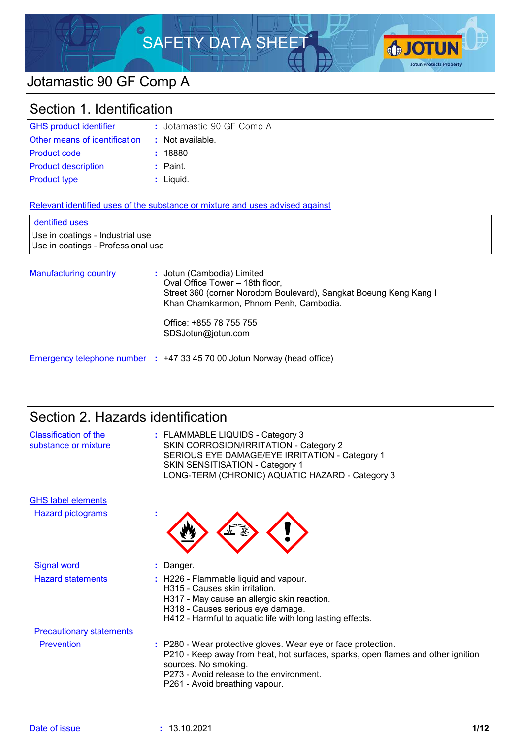# SAFETY DATA SHEET

## Jotamastic 90 GF Comp A

## Section 1. Identification

| | | |
|---|---|---|
| GHS product identifier | : | Jotamastic 90 GF Comp A |
| Other means of identification | : | Not available. |
| Product code | : | 18880 |
| Product description | : | Paint. |
| Product type | : | Liquid. |

Relevant identified uses of the substance or mixture and uses advised against

| Identified uses |
|---|
| Use in coatings - Industrial use |
| Use in coatings - Professional use |

Manufacturing country : Jotun (Cambodia) Limited
Oval Office Tower – 18th floor,
Street 360 (corner Norodom Boulevard), Sangkat Boeung Keng Kang I
Khan Chamkarmon, Phnom Penh, Cambodia.

Office: +855 78 755 755
SDSJotun@jotun.com

Emergency telephone number : +47 33 45 70 00 Jotun Norway (head office)

## Section 2. Hazards identification

Classification of the substance or mixture : FLAMMABLE LIQUIDS - Category 3
SKIN CORROSION/IRRITATION - Category 2
SERIOUS EYE DAMAGE/EYE IRRITATION - Category 1
SKIN SENSITISATION - Category 1
LONG-TERM (CHRONIC) AQUATIC HAZARD - Category 3

GHS label elements

Hazard pictograms :

Signal word : Danger.

Hazard statements : H226 - Flammable liquid and vapour.
H315 - Causes skin irritation.
H317 - May cause an allergic skin reaction.
H318 - Causes serious eye damage.
H412 - Harmful to aquatic life with long lasting effects.

Precautionary statements

Prevention : P280 - Wear protective gloves. Wear eye or face protection.
P210 - Keep away from heat, hot surfaces, sparks, open flames and other ignition sources. No smoking.
P273 - Avoid release to the environment.
P261 - Avoid breathing vapour.

Date of issue : 13.10.2021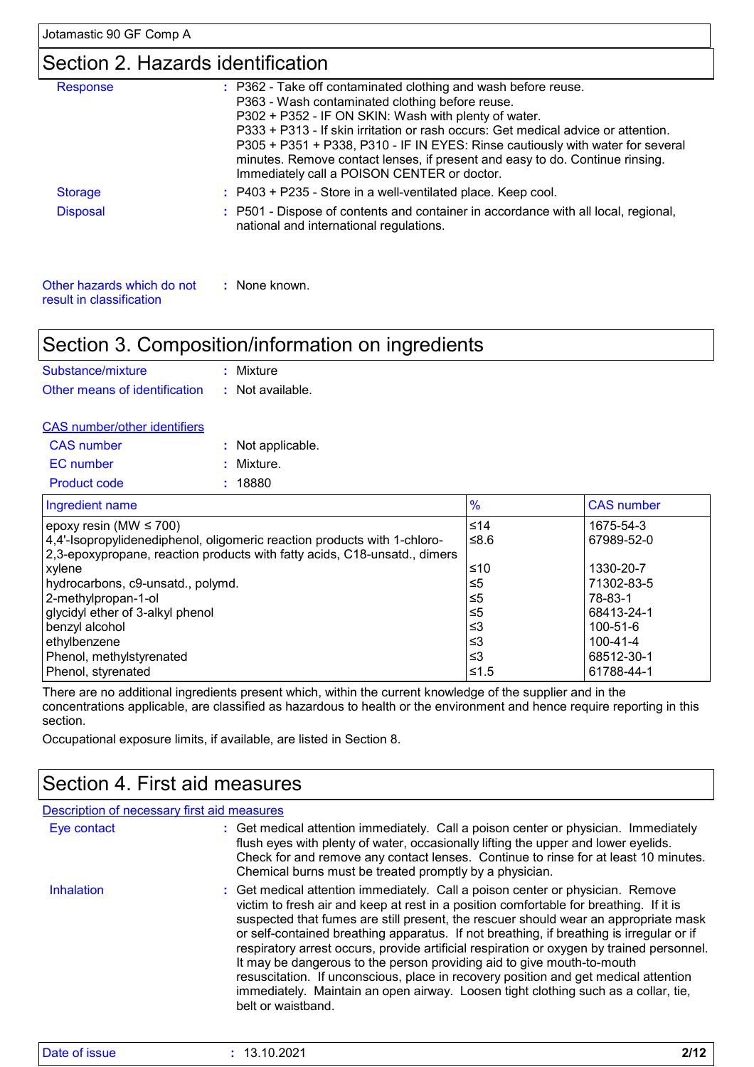## Section 2. Hazards identification

| | | |
|---|---|---|
| Response | : | P362 - Take off contaminated clothing and wash before reuse. P363 - Wash contaminated clothing before reuse. P302 + P352 - IF ON SKIN: Wash with plenty of water. P333 + P313 - If skin irritation or rash occurs: Get medical advice or attention. P305 + P351 + P338, P310 - IF IN EYES: Rinse cautiously with water for several minutes. Remove contact lenses, if present and easy to do. Continue rinsing. Immediately call a POISON CENTER or doctor. |
| Storage | : | P403 + P235 - Store in a well-ventilated place. Keep cool. |
| Disposal | : | P501 - Dispose of contents and container in accordance with all local, regional, national and international regulations. |

**Other hazards which do not result in classification** : None known.

## Section 3. Composition/information on ingredients

**Substance/mixture** : Mixture

**Other means of identification** : Not available.

**CAS number/other identifiers**

**CAS number** : Not applicable.

**EC number** : Mixture.

**Product code** : 18880

| Ingredient name | % | CAS number |
|---|---|---|
| epoxy resin (MW ≤ 700) | ≤14 | 1675-54-3 |
| 4,4'-Isopropylidenediphenol, oligomeric reaction products with 1-chloro-2,3-epoxypropane, reaction products with fatty acids, C18-unsatd., dimers | ≤8.6 | 67989-52-0 |
| xylene | ≤10 | 1330-20-7 |
| hydrocarbons, c9-unsatd., polymd. | ≤5 | 71302-83-5 |
| 2-methylpropan-1-ol | ≤5 | 78-83-1 |
| glycidyl ether of 3-alkyl phenol | ≤5 | 68413-24-1 |
| benzyl alcohol | ≤3 | 100-51-6 |
| ethylbenzene | ≤3 | 100-41-4 |
| Phenol, methylstyrenated | ≤3 | 68512-30-1 |
| Phenol, styrenated | ≤1.5 | 61788-44-1 |

There are no additional ingredients present which, within the current knowledge of the supplier and in the concentrations applicable, are classified as hazardous to health or the environment and hence require reporting in this section.

Occupational exposure limits, if available, are listed in Section 8.

## Section 4. First aid measures

**Description of necessary first aid measures**

| | | |
|---|---|---|
| Eye contact | : | Get medical attention immediately. Call a poison center or physician. Immediately flush eyes with plenty of water, occasionally lifting the upper and lower eyelids. Check for and remove any contact lenses. Continue to rinse for at least 10 minutes. Chemical burns must be treated promptly by a physician. |
| Inhalation | : | Get medical attention immediately. Call a poison center or physician. Remove victim to fresh air and keep at rest in a position comfortable for breathing. If it is suspected that fumes are still present, the rescuer should wear an appropriate mask or self-contained breathing apparatus. If not breathing, if breathing is irregular or if respiratory arrest occurs, provide artificial respiration or oxygen by trained personnel. It may be dangerous to the person providing aid to give mouth-to-mouth resuscitation. If unconscious, place in recovery position and get medical attention immediately. Maintain an open airway. Loosen tight clothing such as a collar, tie, belt or waistband. |

**Date of issue** : 13.10.2021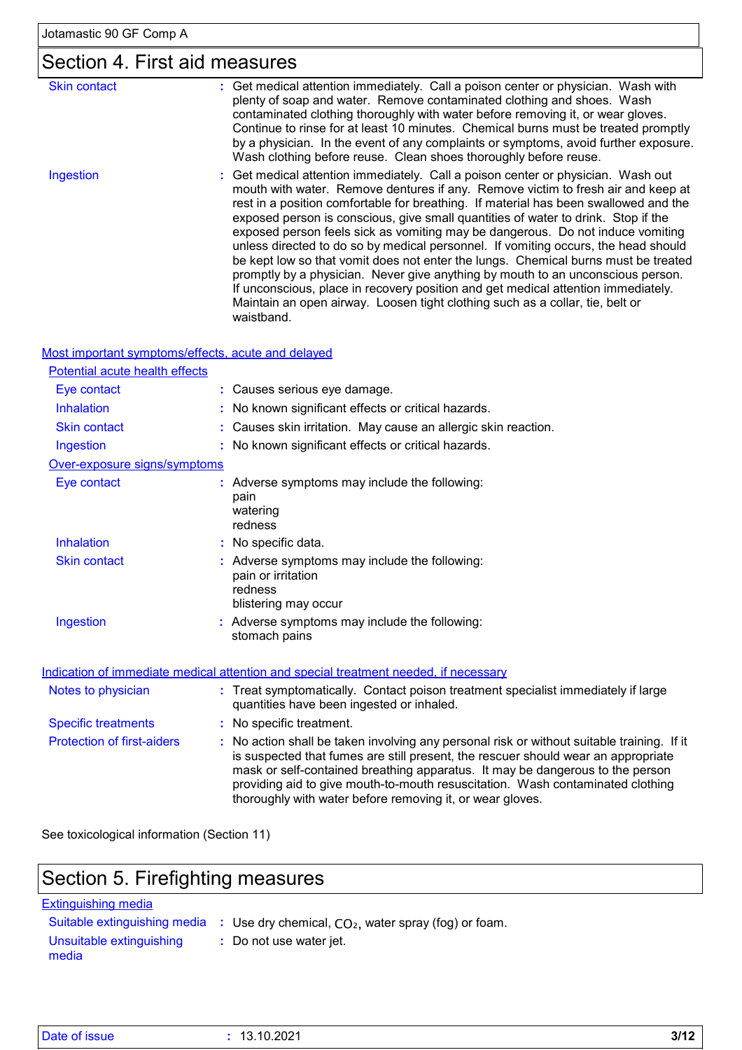## Section 4. First aid measures

**Skin contact** : Get medical attention immediately. Call a poison center or physician. Wash with plenty of soap and water. Remove contaminated clothing and shoes. Wash contaminated clothing thoroughly with water before removing it, or wear gloves. Continue to rinse for at least 10 minutes. Chemical burns must be treated promptly by a physician. In the event of any complaints or symptoms, avoid further exposure. Wash clothing before reuse. Clean shoes thoroughly before reuse.

**Ingestion** : Get medical attention immediately. Call a poison center or physician. Wash out mouth with water. Remove dentures if any. Remove victim to fresh air and keep at rest in a position comfortable for breathing. If material has been swallowed and the exposed person is conscious, give small quantities of water to drink. Stop if the exposed person feels sick as vomiting may be dangerous. Do not induce vomiting unless directed to do so by medical personnel. If vomiting occurs, the head should be kept low so that vomit does not enter the lungs. Chemical burns must be treated promptly by a physician. Never give anything by mouth to an unconscious person. If unconscious, place in recovery position and get medical attention immediately. Maintain an open airway. Loosen tight clothing such as a collar, tie, belt or waistband.

### Most important symptoms/effects, acute and delayed

#### Potential acute health effects

**Eye contact** : Causes serious eye damage.

**Inhalation** : No known significant effects or critical hazards.

**Skin contact** : Causes skin irritation. May cause an allergic skin reaction.

**Ingestion** : No known significant effects or critical hazards.

#### Over-exposure signs/symptoms

**Eye contact** : Adverse symptoms may include the following:
pain
watering
redness

**Inhalation** : No specific data.

**Skin contact** : Adverse symptoms may include the following:
pain or irritation
redness
blistering may occur

**Ingestion** : Adverse symptoms may include the following:
stomach pains

### Indication of immediate medical attention and special treatment needed, if necessary

**Notes to physician** : Treat symptomatically. Contact poison treatment specialist immediately if large quantities have been ingested or inhaled.

**Specific treatments** : No specific treatment.

**Protection of first-aiders** : No action shall be taken involving any personal risk or without suitable training. If it is suspected that fumes are still present, the rescuer should wear an appropriate mask or self-contained breathing apparatus. It may be dangerous to the person providing aid to give mouth-to-mouth resuscitation. Wash contaminated clothing thoroughly with water before removing it, or wear gloves.

See toxicological information (Section 11)

## Section 5. Firefighting measures

### Extinguishing media

**Suitable extinguishing media** : Use dry chemical, $CO_2$, water spray (fog) or foam.

**Unsuitable extinguishing media** : Do not use water jet.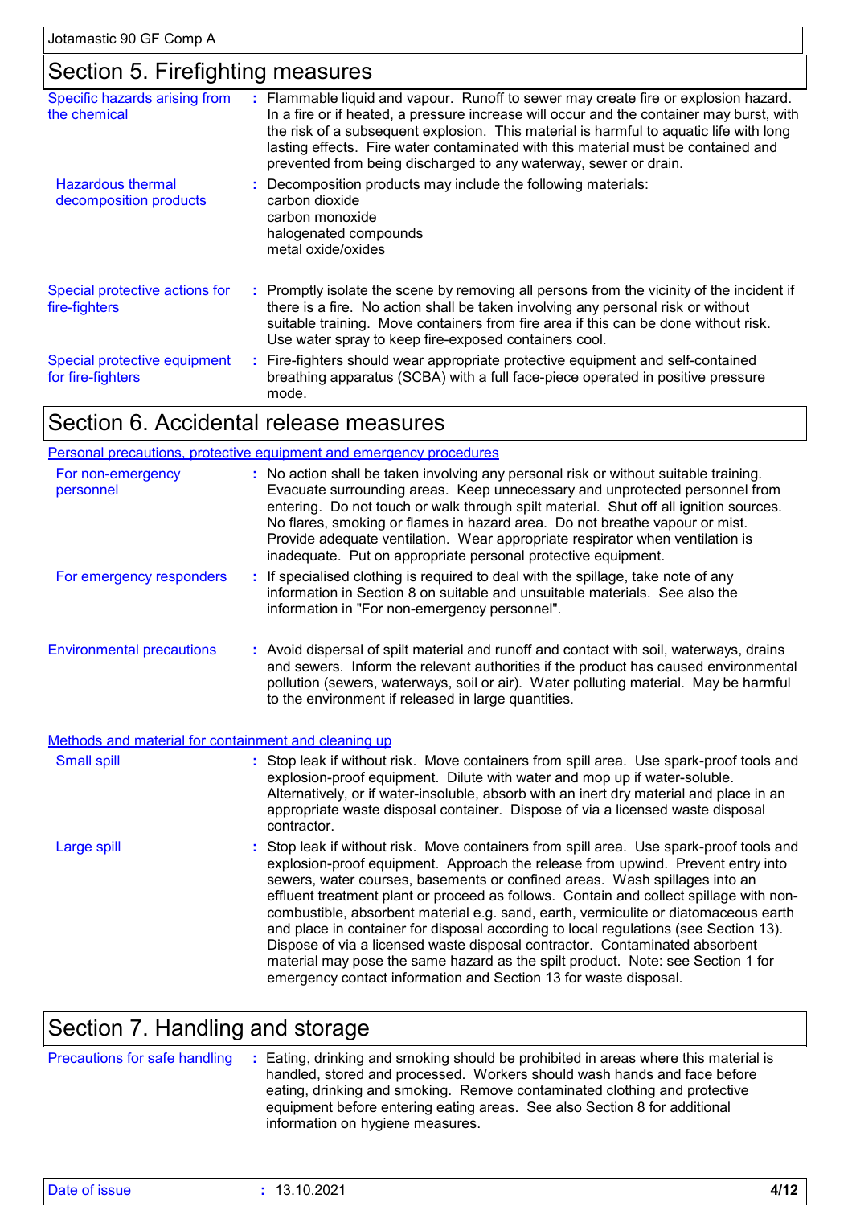## Section 5. Firefighting measures

| | |
|---|---|
| Specific hazards arising from the chemical | Flammable liquid and vapour. Runoff to sewer may create fire or explosion hazard. In a fire or if heated, a pressure increase will occur and the container may burst, with the risk of a subsequent explosion. This material is harmful to aquatic life with long lasting effects. Fire water contaminated with this material must be contained and prevented from being discharged to any waterway, sewer or drain. |
| Hazardous thermal decomposition products | Decomposition products may include the following materials:<br>carbon dioxide<br>carbon monoxide<br>halogenated compounds<br>metal oxide/oxides |
| Special protective actions for fire-fighters | Promptly isolate the scene by removing all persons from the vicinity of the incident if there is a fire. No action shall be taken involving any personal risk or without suitable training. Move containers from fire area if this can be done without risk. Use water spray to keep fire-exposed containers cool. |
| Special protective equipment for fire-fighters | Fire-fighters should wear appropriate protective equipment and self-contained breathing apparatus (SCBA) with a full face-piece operated in positive pressure mode. |

## Section 6. Accidental release measures

### Personal precautions, protective equipment and emergency procedures

| | |
|---|---|
| For non-emergency personnel | No action shall be taken involving any personal risk or without suitable training. Evacuate surrounding areas. Keep unnecessary and unprotected personnel from entering. Do not touch or walk through spilt material. Shut off all ignition sources. No flares, smoking or flames in hazard area. Do not breathe vapour or mist. Provide adequate ventilation. Wear appropriate respirator when ventilation is inadequate. Put on appropriate personal protective equipment. |
| For emergency responders | If specialised clothing is required to deal with the spillage, take note of any information in Section 8 on suitable and unsuitable materials. See also the information in "For non-emergency personnel". |
| Environmental precautions | Avoid dispersal of spilt material and runoff and contact with soil, waterways, drains and sewers. Inform the relevant authorities if the product has caused environmental pollution (sewers, waterways, soil or air). Water polluting material. May be harmful to the environment if released in large quantities. |

### Methods and material for containment and cleaning up

| | |
|---|---|
| Small spill | Stop leak if without risk. Move containers from spill area. Use spark-proof tools and explosion-proof equipment. Dilute with water and mop up if water-soluble. Alternatively, or if water-insoluble, absorb with an inert dry material and place in an appropriate waste disposal container. Dispose of via a licensed waste disposal contractor. |
| Large spill | Stop leak if without risk. Move containers from spill area. Use spark-proof tools and explosion-proof equipment. Approach the release from upwind. Prevent entry into sewers, water courses, basements or confined areas. Wash spillages into an effluent treatment plant or proceed as follows. Contain and collect spillage with non-combustible, absorbent material e.g. sand, earth, vermiculite or diatomaceous earth and place in container for disposal according to local regulations (see Section 13). Dispose of via a licensed waste disposal contractor. Contaminated absorbent material may pose the same hazard as the spilt product. Note: see Section 1 for emergency contact information and Section 13 for waste disposal. |

## Section 7. Handling and storage

| | |
|---|---|
| Precautions for safe handling | Eating, drinking and smoking should be prohibited in areas where this material is handled, stored and processed. Workers should wash hands and face before eating, drinking and smoking. Remove contaminated clothing and protective equipment before entering eating areas. See also Section 8 for additional information on hygiene measures. |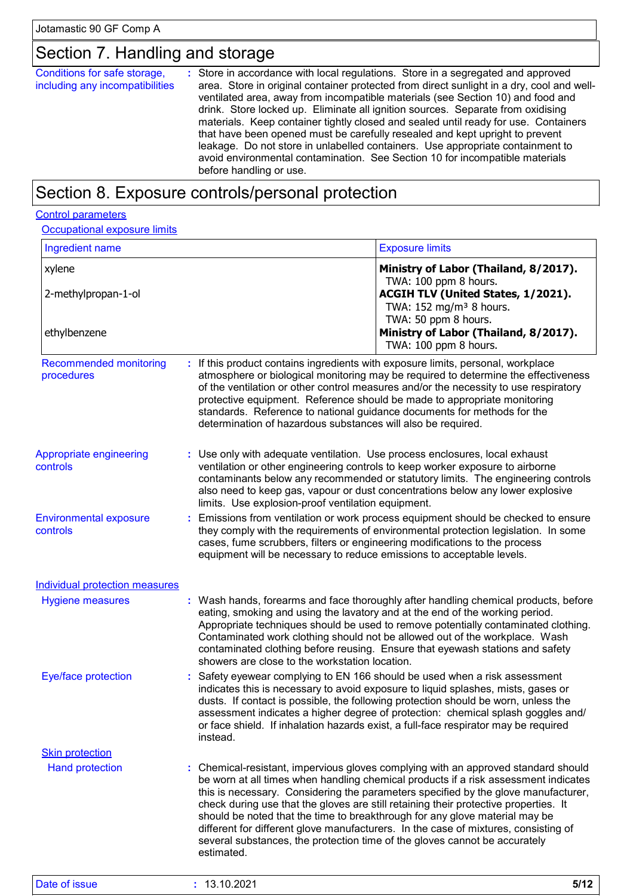## Section 7. Handling and storage

**Conditions for safe storage, including any incompatibilities** : Store in accordance with local regulations. Store in a segregated and approved area. Store in original container protected from direct sunlight in a dry, cool and well-ventilated area, away from incompatible materials (see Section 10) and food and drink. Store locked up. Eliminate all ignition sources. Separate from oxidising materials. Keep container tightly closed and sealed until ready for use. Containers that have been opened must be carefully resealed and kept upright to prevent leakage. Do not store in unlabelled containers. Use appropriate containment to avoid environmental contamination. See Section 10 for incompatible materials before handling or use.

## Section 8. Exposure controls/personal protection

### Control parameters

#### Occupational exposure limits

| Ingredient name | Exposure limits |
|---|---|
| xylene | **Ministry of Labor (Thailand, 8/2017).**<br>TWA: 100 ppm 8 hours. |
| 2-methylpropan-1-ol | **ACGIH TLV (United States, 1/2021).**<br>TWA: 152 mg/m³ 8 hours.<br>TWA: 50 ppm 8 hours. |
| ethylbenzene | **Ministry of Labor (Thailand, 8/2017).**<br>TWA: 100 ppm 8 hours. |

**Recommended monitoring procedures** : If this product contains ingredients with exposure limits, personal, workplace atmosphere or biological monitoring may be required to determine the effectiveness of the ventilation or other control measures and/or the necessity to use respiratory protective equipment. Reference should be made to appropriate monitoring standards. Reference to national guidance documents for methods for the determination of hazardous substances will also be required.

**Appropriate engineering controls** : Use only with adequate ventilation. Use process enclosures, local exhaust ventilation or other engineering controls to keep worker exposure to airborne contaminants below any recommended or statutory limits. The engineering controls also need to keep gas, vapour or dust concentrations below any lower explosive limits. Use explosion-proof ventilation equipment.

**Environmental exposure controls** : Emissions from ventilation or work process equipment should be checked to ensure they comply with the requirements of environmental protection legislation. In some cases, fume scrubbers, filters or engineering modifications to the process equipment will be necessary to reduce emissions to acceptable levels.

### Individual protection measures

**Hygiene measures** : Wash hands, forearms and face thoroughly after handling chemical products, before eating, smoking and using the lavatory and at the end of the working period. Appropriate techniques should be used to remove potentially contaminated clothing. Contaminated work clothing should not be allowed out of the workplace. Wash contaminated clothing before reusing. Ensure that eyewash stations and safety showers are close to the workstation location.

**Eye/face protection** : Safety eyewear complying to EN 166 should be used when a risk assessment indicates this is necessary to avoid exposure to liquid splashes, mists, gases or dusts. If contact is possible, the following protection should be worn, unless the assessment indicates a higher degree of protection: chemical splash goggles and/or face shield. If inhalation hazards exist, a full-face respirator may be required instead.

#### Skin protection

**Hand protection** : Chemical-resistant, impervious gloves complying with an approved standard should be worn at all times when handling chemical products if a risk assessment indicates this is necessary. Considering the parameters specified by the glove manufacturer, check during use that the gloves are still retaining their protective properties. It should be noted that the time to breakthrough for any glove material may be different for different glove manufacturers. In the case of mixtures, consisting of several substances, the protection time of the gloves cannot be accurately estimated.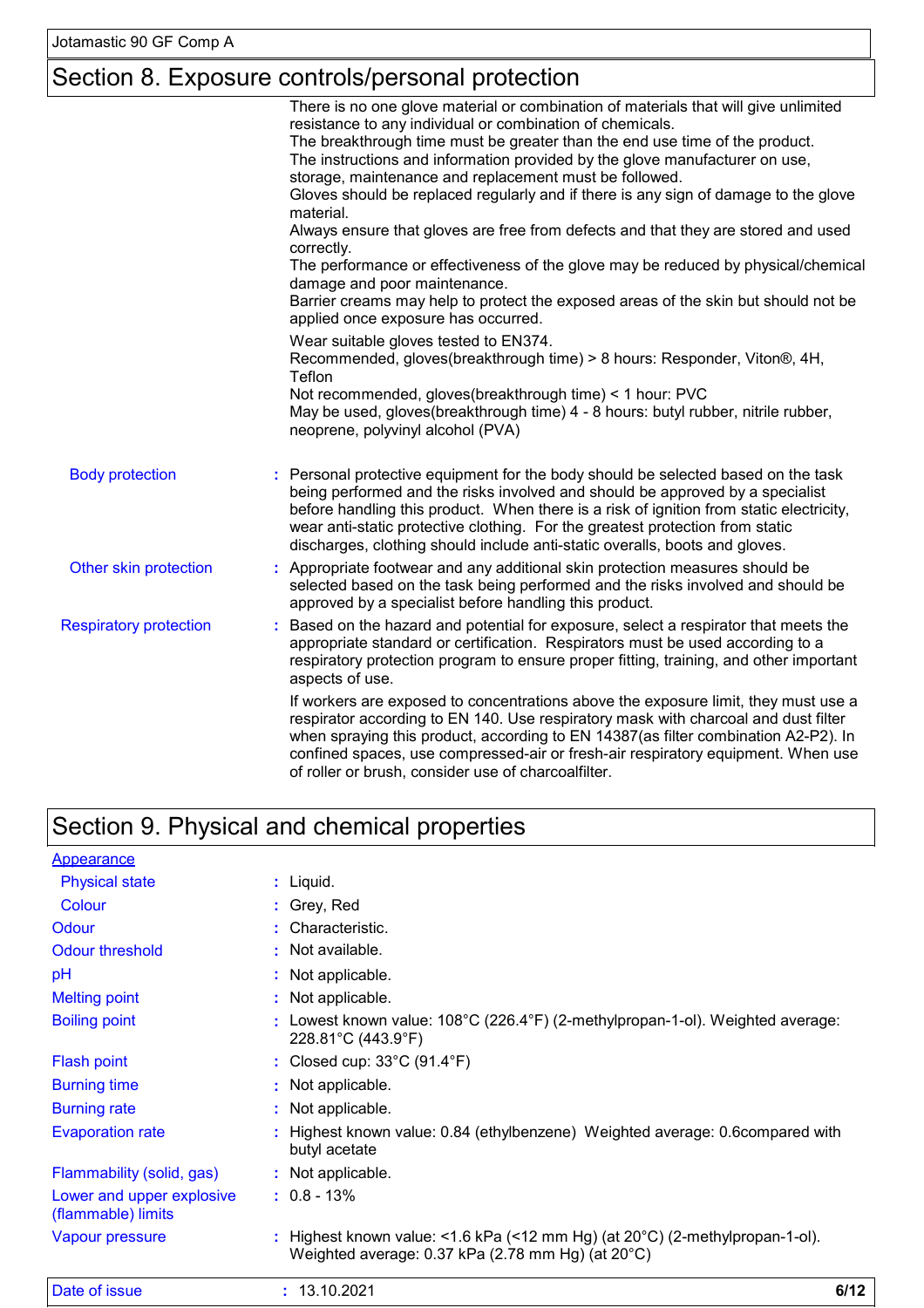## Section 8. Exposure controls/personal protection

There is no one glove material or combination of materials that will give unlimited resistance to any individual or combination of chemicals.
The breakthrough time must be greater than the end use time of the product.
The instructions and information provided by the glove manufacturer on use, storage, maintenance and replacement must be followed.
Gloves should be replaced regularly and if there is any sign of damage to the glove material.
Always ensure that gloves are free from defects and that they are stored and used correctly.
The performance or effectiveness of the glove may be reduced by physical/chemical damage and poor maintenance.
Barrier creams may help to protect the exposed areas of the skin but should not be applied once exposure has occurred.

Wear suitable gloves tested to EN374.
Recommended, gloves(breakthrough time) > 8 hours: Responder, Viton®, 4H, Teflon
Not recommended, gloves(breakthrough time) < 1 hour: PVC
May be used, gloves(breakthrough time) 4 - 8 hours: butyl rubber, nitrile rubber, neoprene, polyvinyl alcohol (PVA)

**Body protection** : Personal protective equipment for the body should be selected based on the task being performed and the risks involved and should be approved by a specialist before handling this product. When there is a risk of ignition from static electricity, wear anti-static protective clothing. For the greatest protection from static discharges, clothing should include anti-static overalls, boots and gloves.

**Other skin protection** : Appropriate footwear and any additional skin protection measures should be selected based on the task being performed and the risks involved and should be approved by a specialist before handling this product.

**Respiratory protection** : Based on the hazard and potential for exposure, select a respirator that meets the appropriate standard or certification. Respirators must be used according to a respiratory protection program to ensure proper fitting, training, and other important aspects of use.

If workers are exposed to concentrations above the exposure limit, they must use a respirator according to EN 140. Use respiratory mask with charcoal and dust filter when spraying this product, according to EN 14387(as filter combination A2-P2). In confined spaces, use compressed-air or fresh-air respiratory equipment. When use of roller or brush, consider use of charcoalfilter.

## Section 9. Physical and chemical properties

**Appearance**

| | |
|---|---|
| Physical state | : Liquid. |
| Colour | : Grey, Red |
| Odour | : Characteristic. |
| Odour threshold | : Not available. |
| pH | : Not applicable. |
| Melting point | : Not applicable. |
| Boiling point | : Lowest known value: 108°C (226.4°F) (2-methylpropan-1-ol). Weighted average: 228.81°C (443.9°F) |
| Flash point | : Closed cup: 33°C (91.4°F) |
| Burning time | : Not applicable. |
| Burning rate | : Not applicable. |
| Evaporation rate | : Highest known value: 0.84 (ethylbenzene) Weighted average: 0.6compared with butyl acetate |
| Flammability (solid, gas) | : Not applicable. |
| Lower and upper explosive (flammable) limits | : 0.8 - 13% |
| Vapour pressure | : Highest known value: <1.6 kPa (<12 mm Hg) (at 20°C) (2-methylpropan-1-ol). Weighted average: 0.37 kPa (2.78 mm Hg) (at 20°C) |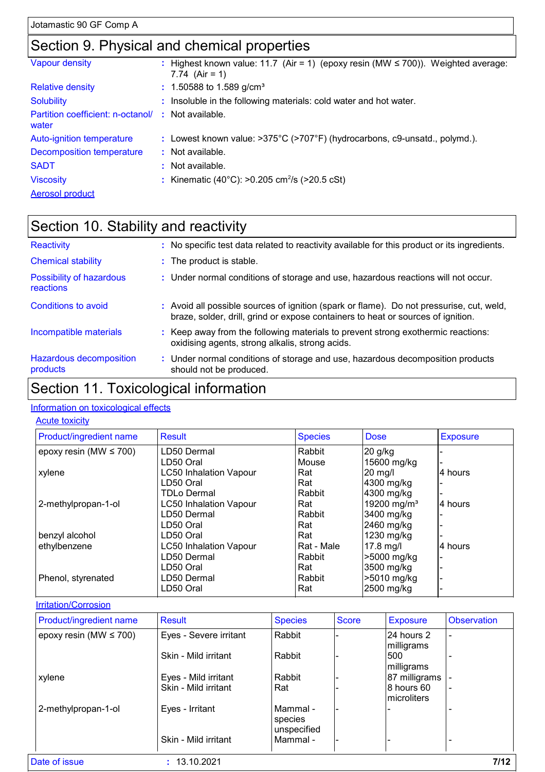## Section 9. Physical and chemical properties

| | | |
|---|---|---|
| Vapour density | : | Highest known value: 11.7 (Air = 1) (epoxy resin (MW ≤ 700)). Weighted average: 7.74 (Air = 1) |
| Relative density | : | 1.50588 to 1.589 g/cm³ |
| Solubility | : | Insoluble in the following materials: cold water and hot water. |
| Partition coefficient: n-octanol/ water | : | Not available. |
| Auto-ignition temperature | : | Lowest known value: >375°C (>707°F) (hydrocarbons, c9-unsatd., polymd.). |
| Decomposition temperature | : | Not available. |
| SADT | : | Not available. |
| Viscosity | : | Kinematic (40°C): >0.205 $cm^2/s$ (>20.5 cSt) |

Aerosol product

## Section 10. Stability and reactivity

| | | |
|---|---|---|
| Reactivity | : | No specific test data related to reactivity available for this product or its ingredients. |
| Chemical stability | : | The product is stable. |
| Possibility of hazardous reactions | : | Under normal conditions of storage and use, hazardous reactions will not occur. |
| Conditions to avoid | : | Avoid all possible sources of ignition (spark or flame). Do not pressurise, cut, weld, braze, solder, drill, grind or expose containers to heat or sources of ignition. |
| Incompatible materials | : | Keep away from the following materials to prevent strong exothermic reactions: oxidising agents, strong alkalis, strong acids. |
| Hazardous decomposition products | : | Under normal conditions of storage and use, hazardous decomposition products should not be produced. |

## Section 11. Toxicological information

### Information on toxicological effects

#### Acute toxicity

| Product/ingredient name | Result | Species | Dose | Exposure |
|---|---|---|---|---|
| epoxy resin (MW ≤ 700) | LD50 Dermal | Rabbit | 20 g/kg | - |
| | LD50 Oral | Mouse | 15600 mg/kg | - |
| xylene | LC50 Inhalation Vapour | Rat | 20 mg/l | 4 hours |
| | LD50 Oral | Rat | 4300 mg/kg | - |
| | TDLo Dermal | Rabbit | 4300 mg/kg | - |
| 2-methylpropan-1-ol | LC50 Inhalation Vapour | Rat | 19200 mg/m³ | 4 hours |
| | LD50 Dermal | Rabbit | 3400 mg/kg | - |
| | LD50 Oral | Rat | 2460 mg/kg | - |
| benzyl alcohol | LD50 Oral | Rat | 1230 mg/kg | - |
| ethylbenzene | LC50 Inhalation Vapour | Rat - Male | 17.8 mg/l | 4 hours |
| | LD50 Dermal | Rabbit | >5000 mg/kg | - |
| | LD50 Oral | Rat | 3500 mg/kg | - |
| Phenol, styrenated | LD50 Dermal | Rabbit | >5010 mg/kg | - |
| | LD50 Oral | Rat | 2500 mg/kg | - |

#### Irritation/Corrosion

| Product/ingredient name | Result | Species | Score | Exposure | Observation |
|---|---|---|---|---|---|
| epoxy resin (MW ≤ 700) | Eyes - Severe irritant | Rabbit | - | 24 hours 2 milligrams | - |
| | Skin - Mild irritant | Rabbit | - | 500 milligrams | - |
| xylene | Eyes - Mild irritant | Rabbit | - | 87 milligrams | - |
| | Skin - Mild irritant | Rat | - | 8 hours 60 microliters | - |
| 2-methylpropan-1-ol | Eyes - Irritant | Mammal - species unspecified | - | - | - |
| | Skin - Mild irritant | Mammal - | - | - | - |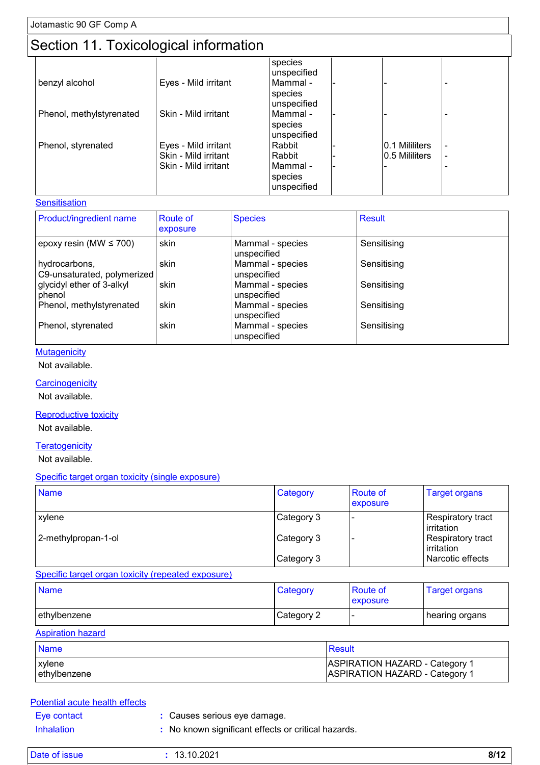## Section 11. Toxicological information

| | | | | | |
|---|---|---|---|---|---|
| | | species unspecified | | | |
| benzyl alcohol | Eyes - Mild irritant | Mammal - species unspecified | - | - | - |
| Phenol, methylstyrenated | Skin - Mild irritant | Mammal - species unspecified | - | - | - |
| Phenol, styrenated | Eyes - Mild irritant | Rabbit | - | 0.1 Mililiters | - |
| | Skin - Mild irritant | Rabbit | - | 0.5 Mililiters | - |
| | Skin - Mild irritant | Mammal - species unspecified | - | - | - |

### Sensitisation

| Product/ingredient name | Route of exposure | Species | Result |
|---|---|---|---|
| epoxy resin (MW ≤ 700) | skin | Mammal - species unspecified | Sensitising |
| hydrocarbons, C9-unsaturated, polymerized | skin | Mammal - species unspecified | Sensitising |
| glycidyl ether of 3-alkyl phenol | skin | Mammal - species unspecified | Sensitising |
| Phenol, methylstyrenated | skin | Mammal - species unspecified | Sensitising |
| Phenol, styrenated | skin | Mammal - species unspecified | Sensitising |

### Mutagenicity

Not available.

### Carcinogenicity

Not available.

### Reproductive toxicity

Not available.

### Teratogenicity

Not available.

### Specific target organ toxicity (single exposure)

| Name | Category | Route of exposure | Target organs |
|---|---|---|---|
| xylene | Category 3 | - | Respiratory tract irritation |
| 2-methylpropan-1-ol | Category 3 | - | Respiratory tract irritation |
| | Category 3 | | Narcotic effects |

### Specific target organ toxicity (repeated exposure)

| Name | Category | Route of exposure | Target organs |
|---|---|---|---|
| ethylbenzene | Category 2 | - | hearing organs |

### Aspiration hazard

| Name | Result |
|---|---|
| xylene | ASPIRATION HAZARD - Category 1 |
| ethylbenzene | ASPIRATION HAZARD - Category 1 |

### Potential acute health effects

**Eye contact** : Causes serious eye damage.

**Inhalation** : No known significant effects or critical hazards.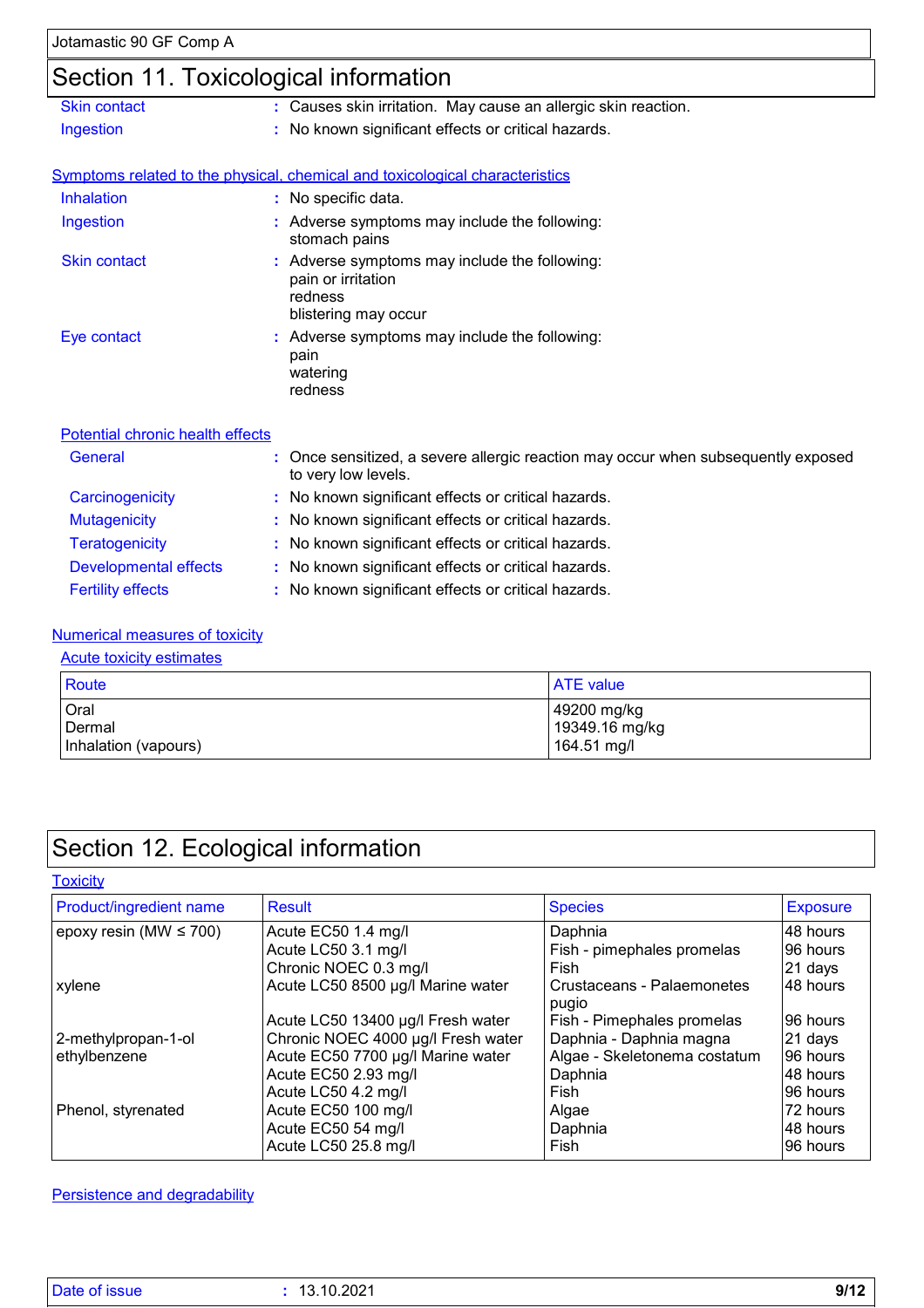## Section 11. Toxicological information

| | | |
|---|---|---|
| Skin contact | : | Causes skin irritation. May cause an allergic skin reaction. |
| Ingestion | : | No known significant effects or critical hazards. |

### Symptoms related to the physical, chemical and toxicological characteristics

| | | |
|---|---|---|
| Inhalation | : | No specific data. |
| Ingestion | : | Adverse symptoms may include the following: stomach pains |
| Skin contact | : | Adverse symptoms may include the following: pain or irritation redness blistering may occur |
| Eye contact | : | Adverse symptoms may include the following: pain watering redness |

### Potential chronic health effects

| | | |
|---|---|---|
| General | : | Once sensitized, a severe allergic reaction may occur when subsequently exposed to very low levels. |
| Carcinogenicity | : | No known significant effects or critical hazards. |
| Mutagenicity | : | No known significant effects or critical hazards. |
| Teratogenicity | : | No known significant effects or critical hazards. |
| Developmental effects | : | No known significant effects or critical hazards. |
| Fertility effects | : | No known significant effects or critical hazards. |

### Numerical measures of toxicity

#### Acute toxicity estimates

| Route | ATE value |
|---|---|
| Oral | 49200 mg/kg |
| Dermal | 19349.16 mg/kg |
| Inhalation (vapours) | 164.51 mg/l |

## Section 12. Ecological information

### Toxicity

| Product/ingredient name | Result | Species | Exposure |
|---|---|---|---|
| epoxy resin (MW ≤ 700) | Acute EC50 1.4 mg/l | Daphnia | 48 hours |
| | Acute LC50 3.1 mg/l | Fish - pimephales promelas | 96 hours |
| | Chronic NOEC 0.3 mg/l | Fish | 21 days |
| xylene | Acute LC50 8500 µg/l Marine water | Crustaceans - Palaemonetes pugio | 48 hours |
| | Acute LC50 13400 µg/l Fresh water | Fish - Pimephales promelas | 96 hours |
| 2-methylpropan-1-ol | Chronic NOEC 4000 µg/l Fresh water | Daphnia - Daphnia magna | 21 days |
| ethylbenzene | Acute EC50 7700 µg/l Marine water | Algae - Skeletonema costatum | 96 hours |
| | Acute EC50 2.93 mg/l | Daphnia | 48 hours |
| | Acute LC50 4.2 mg/l | Fish | 96 hours |
| Phenol, styrenated | Acute EC50 100 mg/l | Algae | 72 hours |
| | Acute EC50 54 mg/l | Daphnia | 48 hours |
| | Acute LC50 25.8 mg/l | Fish | 96 hours |

### Persistence and degradability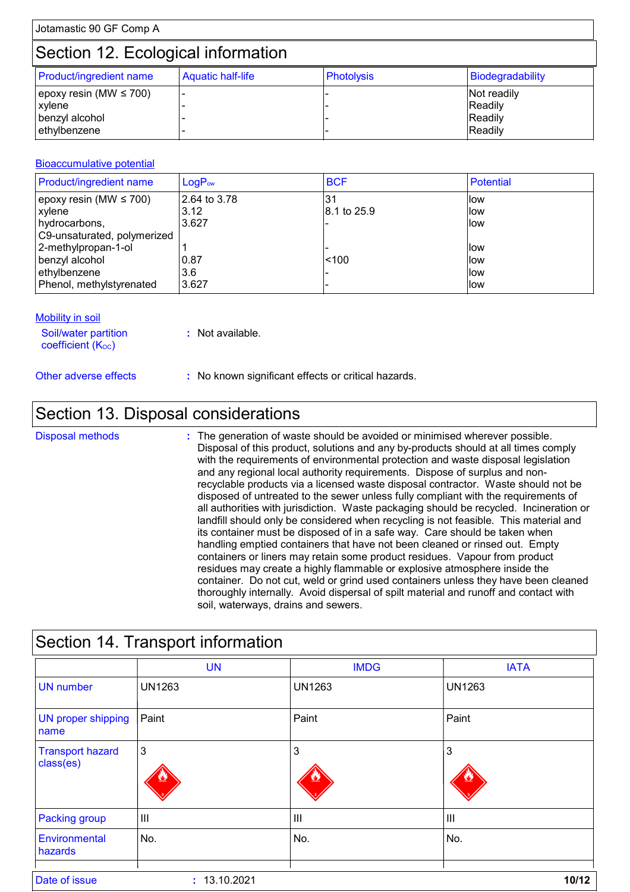## Section 12. Ecological information

| Product/ingredient name | Aquatic half-life | Photolysis | Biodegradability |
|---|---|---|---|
| epoxy resin (MW ≤ 700) | - | - | Not readily |
| xylene | - | - | Readily |
| benzyl alcohol | - | - | Readily |
| ethylbenzene | - | - | Readily |

**Bioaccumulative potential**

| Product/ingredient name | $LogP_{ow}$ | BCF | Potential |
|---|---|---|---|
| epoxy resin (MW ≤ 700) | 2.64 to 3.78 | 31 | low |
| xylene | 3.12 | 8.1 to 25.9 | low |
| hydrocarbons, C9-unsaturated, polymerized | 3.627 | - | low |
| 2-methylpropan-1-ol | 1 | - | low |
| benzyl alcohol | 0.87 | <100 | low |
| ethylbenzene | 3.6 | - | low |
| Phenol, methylstyrenated | 3.627 | - | low |

**Mobility in soil**

Soil/water partition coefficient ($K_{OC}$) : Not available.

Other adverse effects : No known significant effects or critical hazards.

## Section 13. Disposal considerations

Disposal methods : The generation of waste should be avoided or minimised wherever possible. Disposal of this product, solutions and any by-products should at all times comply with the requirements of environmental protection and waste disposal legislation and any regional local authority requirements. Dispose of surplus and non-recyclable products via a licensed waste disposal contractor. Waste should not be disposed of untreated to the sewer unless fully compliant with the requirements of all authorities with jurisdiction. Waste packaging should be recycled. Incineration or landfill should only be considered when recycling is not feasible. This material and its container must be disposed of in a safe way. Care should be taken when handling emptied containers that have not been cleaned or rinsed out. Empty containers or liners may retain some product residues. Vapour from product residues may create a highly flammable or explosive atmosphere inside the container. Do not cut, weld or grind used containers unless they have been cleaned thoroughly internally. Avoid dispersal of spilt material and runoff and contact with soil, waterways, drains and sewers.

## Section 14. Transport information

| | UN | IMDG | IATA |
|---|---|---|---|
| UN number | UN1263 | UN1263 | UN1263 |
| UN proper shipping name | Paint | Paint | Paint |
| Transport hazard class(es) | 3 | 3 | 3 |
| Packing group | III | III | III |
| Environmental hazards | No. | No. | No. |

Date of issue : 13.10.2021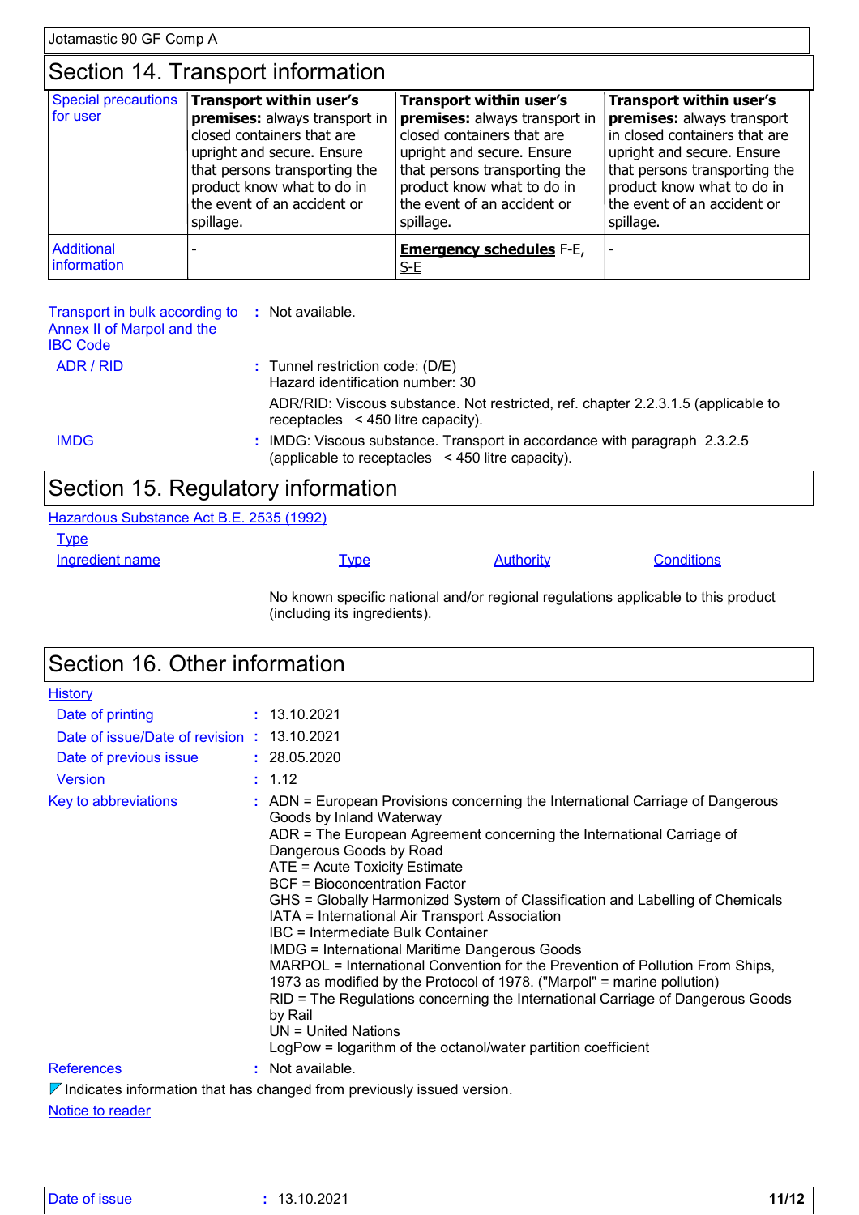## Section 14. Transport information

| | | | |
|---|---|---|---|
| Special precautions for user | **Transport within user's premises:** always transport in closed containers that are upright and secure. Ensure that persons transporting the product know what to do in the event of an accident or spillage. | **Transport within user's premises:** always transport in closed containers that are upright and secure. Ensure that persons transporting the product know what to do in the event of an accident or spillage. | **Transport within user's premises:** always transport in closed containers that are upright and secure. Ensure that persons transporting the product know what to do in the event of an accident or spillage. |
| Additional information | - | **Emergency schedules** F-E, S-E | - |

Transport in bulk according to Annex II of Marpol and the IBC Code : Not available.

ADR / RID : Tunnel restriction code: (D/E)
Hazard identification number: 30

ADR/RID: Viscous substance. Not restricted, ref. chapter 2.2.3.1.5 (applicable to receptacles < 450 litre capacity).

IMDG : IMDG: Viscous substance. Transport in accordance with paragraph 2.3.2.5 (applicable to receptacles < 450 litre capacity).

## Section 15. Regulatory information

Hazardous Substance Act B.E. 2535 (1992)

Type

| Ingredient name | Type | Authority | Conditions |
|---|---|---|---|

No known specific national and/or regional regulations applicable to this product (including its ingredients).

## Section 16. Other information

History

Date of printing : 13.10.2021

Date of issue/Date of revision : 13.10.2021

Date of previous issue : 28.05.2020

Version : 1.12

Key to abbreviations : ADN = European Provisions concerning the International Carriage of Dangerous Goods by Inland Waterway
ADR = The European Agreement concerning the International Carriage of Dangerous Goods by Road
ATE = Acute Toxicity Estimate
BCF = Bioconcentration Factor
GHS = Globally Harmonized System of Classification and Labelling of Chemicals
IATA = International Air Transport Association
IBC = Intermediate Bulk Container
IMDG = International Maritime Dangerous Goods
MARPOL = International Convention for the Prevention of Pollution From Ships, 1973 as modified by the Protocol of 1978. ("Marpol" = marine pollution)
RID = The Regulations concerning the International Carriage of Dangerous Goods by Rail
UN = United Nations
LogPow = logarithm of the octanol/water partition coefficient

References : Not available.

Indicates information that has changed from previously issued version.

Notice to reader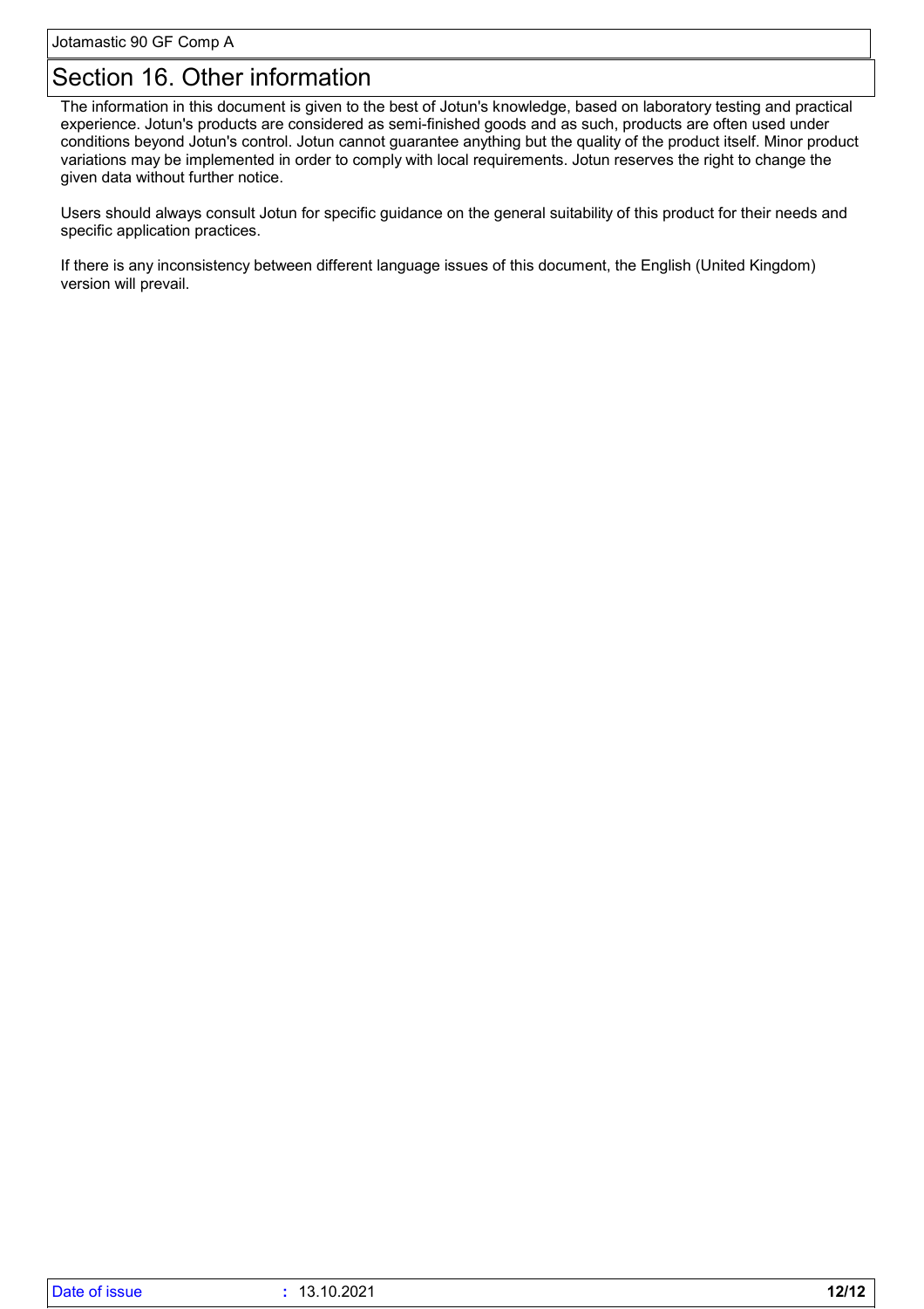## Section 16. Other information

The information in this document is given to the best of Jotun's knowledge, based on laboratory testing and practical experience. Jotun's products are considered as semi-finished goods and as such, products are often used under conditions beyond Jotun's control. Jotun cannot guarantee anything but the quality of the product itself. Minor product variations may be implemented in order to comply with local requirements. Jotun reserves the right to change the given data without further notice.

Users should always consult Jotun for specific guidance on the general suitability of this product for their needs and specific application practices.

If there is any inconsistency between different language issues of this document, the English (United Kingdom) version will prevail.